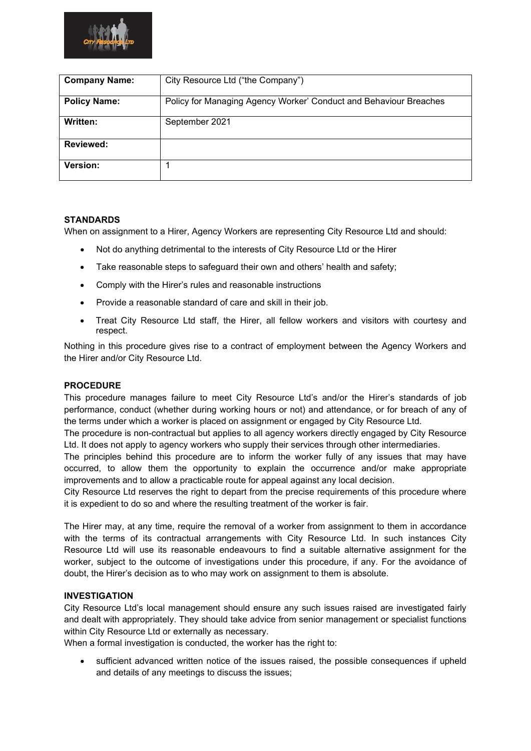| Company Name: | City Resource Ltd ("the Company") |
|---|---|
| Policy Name: | Policy for Managing Agency Worker' Conduct and Behaviour Breaches |
| Written: | September 2021 |
| Reviewed: | |
| Version: | 1 |

**STANDARDS**

When on assignment to a Hirer, Agency Workers are representing City Resource Ltd and should:

- Not do anything detrimental to the interests of City Resource Ltd or the Hirer
- Take reasonable steps to safeguard their own and others' health and safety;
- Comply with the Hirer's rules and reasonable instructions
- Provide a reasonable standard of care and skill in their job.
- Treat City Resource Ltd staff, the Hirer, all fellow workers and visitors with courtesy and respect.

Nothing in this procedure gives rise to a contract of employment between the Agency Workers and the Hirer and/or City Resource Ltd.

**PROCEDURE**

This procedure manages failure to meet City Resource Ltd's and/or the Hirer's standards of job performance, conduct (whether during working hours or not) and attendance, or for breach of any of the terms under which a worker is placed on assignment or engaged by City Resource Ltd.

The procedure is non-contractual but applies to all agency workers directly engaged by City Resource Ltd. It does not apply to agency workers who supply their services through other intermediaries.

The principles behind this procedure are to inform the worker fully of any issues that may have occurred, to allow them the opportunity to explain the occurrence and/or make appropriate improvements and to allow a practicable route for appeal against any local decision.

City Resource Ltd reserves the right to depart from the precise requirements of this procedure where it is expedient to do so and where the resulting treatment of the worker is fair.

The Hirer may, at any time, require the removal of a worker from assignment to them in accordance with the terms of its contractual arrangements with City Resource Ltd. In such instances City Resource Ltd will use its reasonable endeavours to find a suitable alternative assignment for the worker, subject to the outcome of investigations under this procedure, if any. For the avoidance of doubt, the Hirer's decision as to who may work on assignment to them is absolute.

**INVESTIGATION**

City Resource Ltd's local management should ensure any such issues raised are investigated fairly and dealt with appropriately. They should take advice from senior management or specialist functions within City Resource Ltd or externally as necessary.

When a formal investigation is conducted, the worker has the right to:

- sufficient advanced written notice of the issues raised, the possible consequences if upheld and details of any meetings to discuss the issues;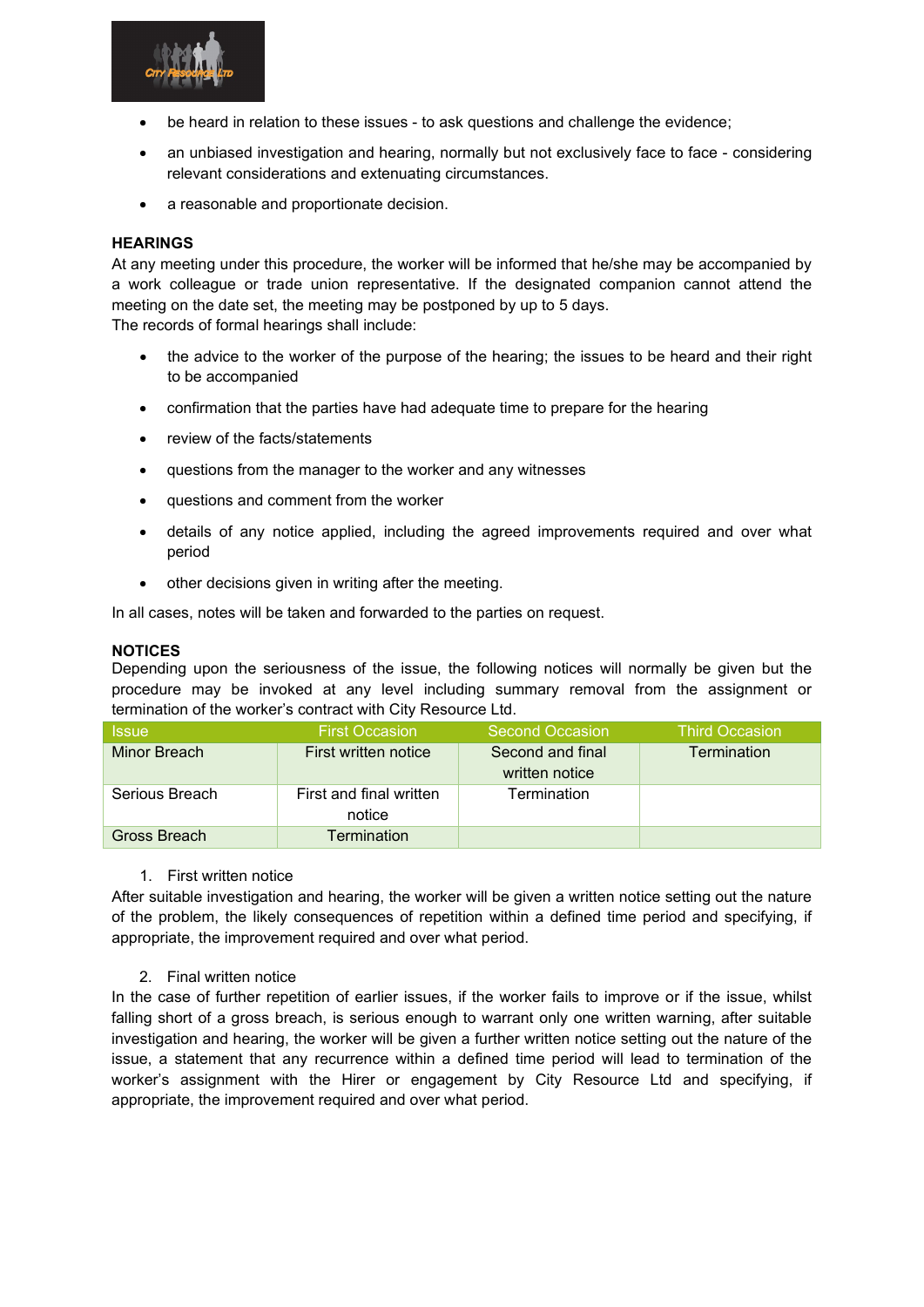- be heard in relation to these issues - to ask questions and challenge the evidence;
- an unbiased investigation and hearing, normally but not exclusively face to face - considering relevant considerations and extenuating circumstances.
- a reasonable and proportionate decision.

**HEARINGS**

At any meeting under this procedure, the worker will be informed that he/she may be accompanied by a work colleague or trade union representative. If the designated companion cannot attend the meeting on the date set, the meeting may be postponed by up to 5 days.

The records of formal hearings shall include:

- the advice to the worker of the purpose of the hearing; the issues to be heard and their right to be accompanied
- confirmation that the parties have had adequate time to prepare for the hearing
- review of the facts/statements
- questions from the manager to the worker and any witnesses
- questions and comment from the worker
- details of any notice applied, including the agreed improvements required and over what period
- other decisions given in writing after the meeting.

In all cases, notes will be taken and forwarded to the parties on request.

**NOTICES**

Depending upon the seriousness of the issue, the following notices will normally be given but the procedure may be invoked at any level including summary removal from the assignment or termination of the worker's contract with City Resource Ltd.

| Issue | First Occasion | Second Occasion | Third Occasion |
|---|---|---|---|
| Minor Breach | First written notice | Second and final written notice | Termination |
| Serious Breach | First and final written notice | Termination | |
| Gross Breach | Termination | | |

1. First written notice

After suitable investigation and hearing, the worker will be given a written notice setting out the nature of the problem, the likely consequences of repetition within a defined time period and specifying, if appropriate, the improvement required and over what period.

2. Final written notice

In the case of further repetition of earlier issues, if the worker fails to improve or if the issue, whilst falling short of a gross breach, is serious enough to warrant only one written warning, after suitable investigation and hearing, the worker will be given a further written notice setting out the nature of the issue, a statement that any recurrence within a defined time period will lead to termination of the worker's assignment with the Hirer or engagement by City Resource Ltd and specifying, if appropriate, the improvement required and over what period.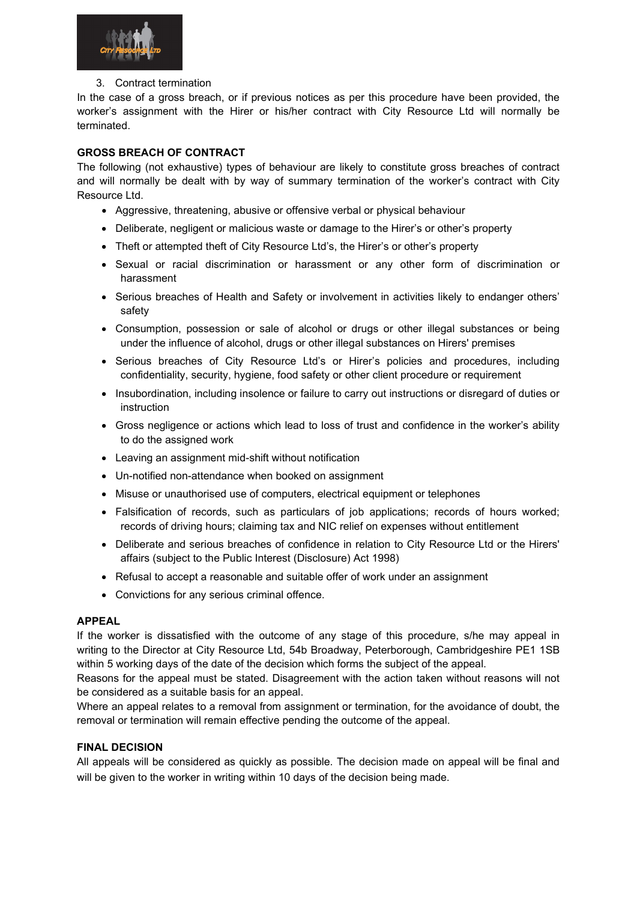3. Contract termination

In the case of a gross breach, or if previous notices as per this procedure have been provided, the worker's assignment with the Hirer or his/her contract with City Resource Ltd will normally be terminated.

**GROSS BREACH OF CONTRACT**

The following (not exhaustive) types of behaviour are likely to constitute gross breaches of contract and will normally be dealt with by way of summary termination of the worker's contract with City Resource Ltd.

- Aggressive, threatening, abusive or offensive verbal or physical behaviour
- Deliberate, negligent or malicious waste or damage to the Hirer's or other's property
- Theft or attempted theft of City Resource Ltd's, the Hirer's or other's property
- Sexual or racial discrimination or harassment or any other form of discrimination or harassment
- Serious breaches of Health and Safety or involvement in activities likely to endanger others' safety
- Consumption, possession or sale of alcohol or drugs or other illegal substances or being under the influence of alcohol, drugs or other illegal substances on Hirers' premises
- Serious breaches of City Resource Ltd's or Hirer's policies and procedures, including confidentiality, security, hygiene, food safety or other client procedure or requirement
- Insubordination, including insolence or failure to carry out instructions or disregard of duties or instruction
- Gross negligence or actions which lead to loss of trust and confidence in the worker's ability to do the assigned work
- Leaving an assignment mid-shift without notification
- Un-notified non-attendance when booked on assignment
- Misuse or unauthorised use of computers, electrical equipment or telephones
- Falsification of records, such as particulars of job applications; records of hours worked; records of driving hours; claiming tax and NIC relief on expenses without entitlement
- Deliberate and serious breaches of confidence in relation to City Resource Ltd or the Hirers' affairs (subject to the Public Interest (Disclosure) Act 1998)
- Refusal to accept a reasonable and suitable offer of work under an assignment
- Convictions for any serious criminal offence.

**APPEAL**

If the worker is dissatisfied with the outcome of any stage of this procedure, s/he may appeal in writing to the Director at City Resource Ltd, 54b Broadway, Peterborough, Cambridgeshire PE1 1SB within 5 working days of the date of the decision which forms the subject of the appeal.

Reasons for the appeal must be stated. Disagreement with the action taken without reasons will not be considered as a suitable basis for an appeal.

Where an appeal relates to a removal from assignment or termination, for the avoidance of doubt, the removal or termination will remain effective pending the outcome of the appeal.

**FINAL DECISION**

All appeals will be considered as quickly as possible. The decision made on appeal will be final and will be given to the worker in writing within 10 days of the decision being made.